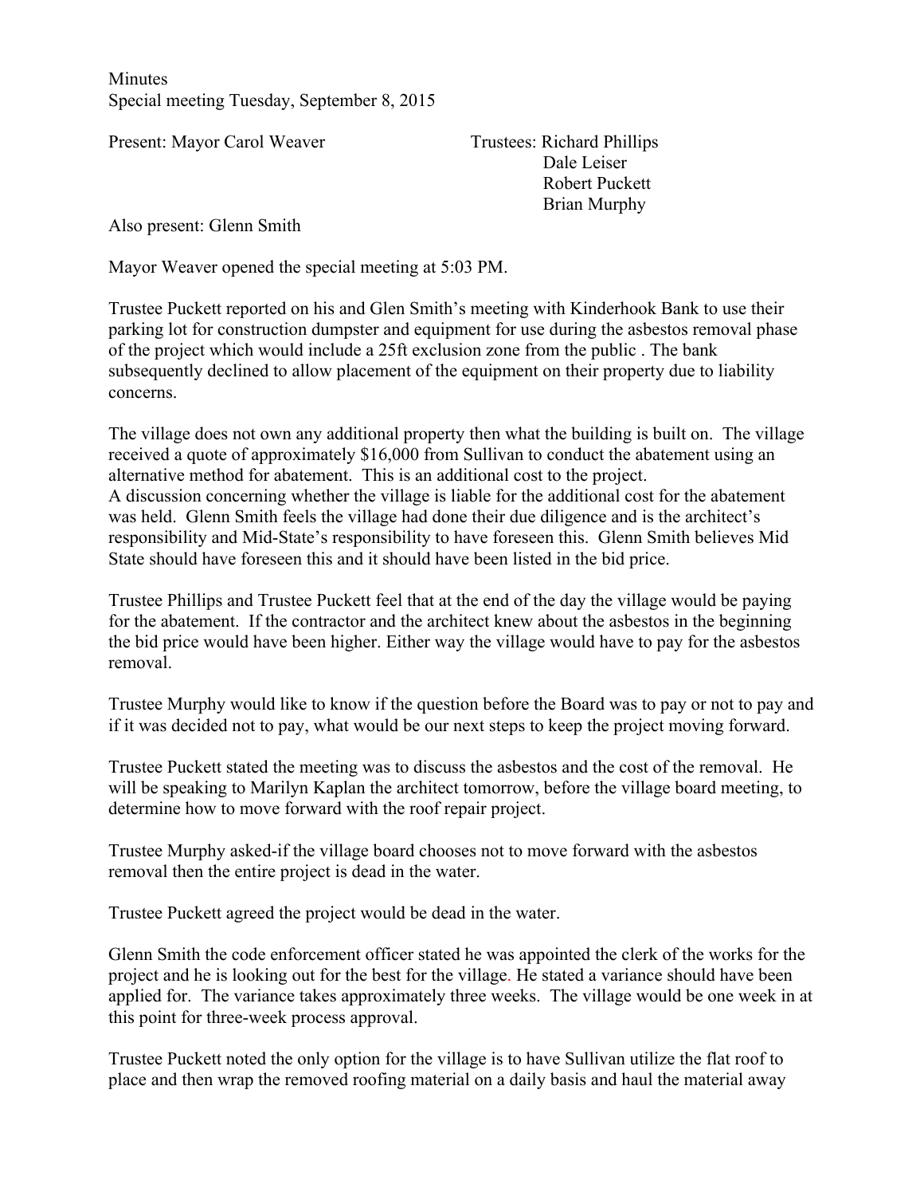Minutes
Special meeting Tuesday, September 8, 2015

Present: Mayor Carol Weaver

Trustees: Richard Phillips
Dale Leiser
Robert Puckett
Brian Murphy

Also present: Glenn Smith

Mayor Weaver opened the special meeting at 5:03 PM.

Trustee Puckett reported on his and Glen Smith's meeting with Kinderhook Bank to use their parking lot for construction dumpster and equipment for use during the asbestos removal phase of the project which would include a 25ft exclusion zone from the public . The bank subsequently declined to allow placement of the equipment on their property due to liability concerns.

The village does not own any additional property then what the building is built on. The village received a quote of approximately $16,000 from Sullivan to conduct the abatement using an alternative method for abatement. This is an additional cost to the project.
A discussion concerning whether the village is liable for the additional cost for the abatement was held. Glenn Smith feels the village had done their due diligence and is the architect's responsibility and Mid-State's responsibility to have foreseen this. Glenn Smith believes Mid State should have foreseen this and it should have been listed in the bid price.

Trustee Phillips and Trustee Puckett feel that at the end of the day the village would be paying for the abatement. If the contractor and the architect knew about the asbestos in the beginning the bid price would have been higher. Either way the village would have to pay for the asbestos removal.

Trustee Murphy would like to know if the question before the Board was to pay or not to pay and if it was decided not to pay, what would be our next steps to keep the project moving forward.

Trustee Puckett stated the meeting was to discuss the asbestos and the cost of the removal. He will be speaking to Marilyn Kaplan the architect tomorrow, before the village board meeting, to determine how to move forward with the roof repair project.

Trustee Murphy asked-if the village board chooses not to move forward with the asbestos removal then the entire project is dead in the water.

Trustee Puckett agreed the project would be dead in the water.

Glenn Smith the code enforcement officer stated he was appointed the clerk of the works for the project and he is looking out for the best for the village. He stated a variance should have been applied for. The variance takes approximately three weeks. The village would be one week in at this point for three-week process approval.

Trustee Puckett noted the only option for the village is to have Sullivan utilize the flat roof to place and then wrap the removed roofing material on a daily basis and haul the material away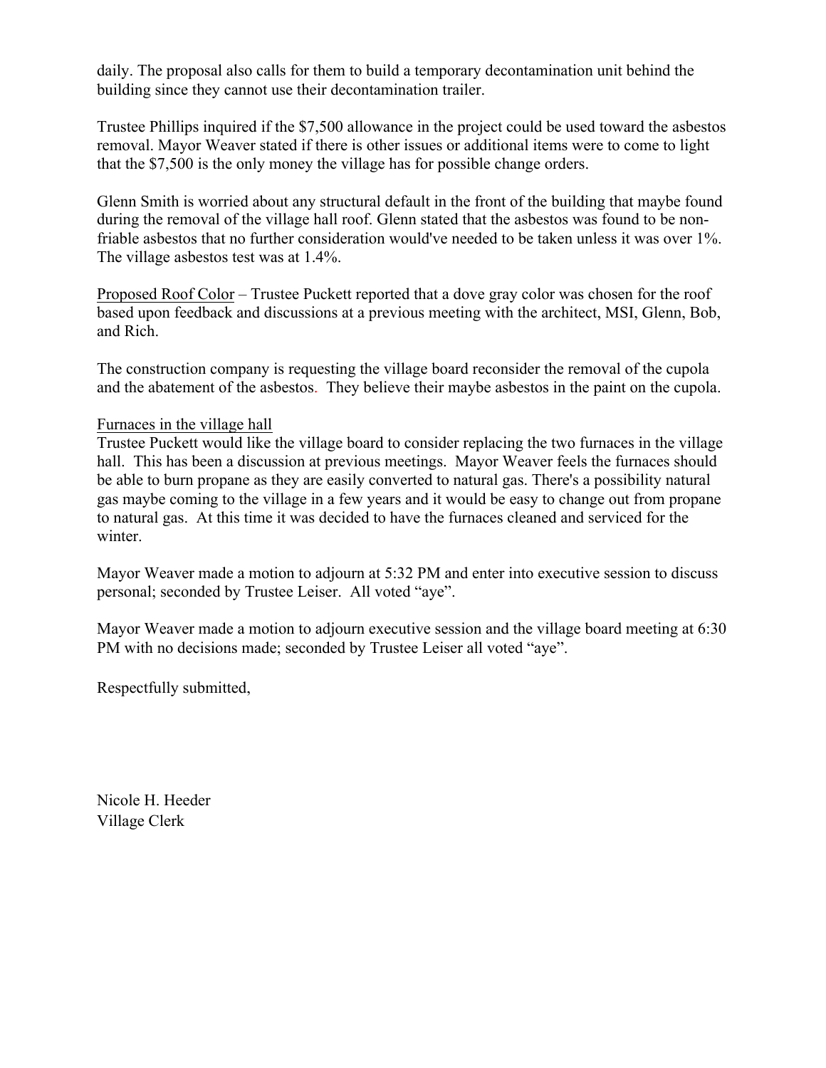daily. The proposal also calls for them to build a temporary decontamination unit behind the building since they cannot use their decontamination trailer.

Trustee Phillips inquired if the $7,500 allowance in the project could be used toward the asbestos removal. Mayor Weaver stated if there is other issues or additional items were to come to light that the $7,500 is the only money the village has for possible change orders.

Glenn Smith is worried about any structural default in the front of the building that maybe found during the removal of the village hall roof. Glenn stated that the asbestos was found to be non-friable asbestos that no further consideration would've needed to be taken unless it was over 1%. The village asbestos test was at 1.4%.

<u>Proposed Roof Color</u> – Trustee Puckett reported that a dove gray color was chosen for the roof based upon feedback and discussions at a previous meeting with the architect, MSI, Glenn, Bob, and Rich.

The construction company is requesting the village board reconsider the removal of the cupola and the abatement of the asbestos. They believe their maybe asbestos in the paint on the cupola.

<u>Furnaces in the village hall</u>
Trustee Puckett would like the village board to consider replacing the two furnaces in the village hall. This has been a discussion at previous meetings. Mayor Weaver feels the furnaces should be able to burn propane as they are easily converted to natural gas. There's a possibility natural gas maybe coming to the village in a few years and it would be easy to change out from propane to natural gas. At this time it was decided to have the furnaces cleaned and serviced for the winter.

Mayor Weaver made a motion to adjourn at 5:32 PM and enter into executive session to discuss personal; seconded by Trustee Leiser. All voted "aye".

Mayor Weaver made a motion to adjourn executive session and the village board meeting at 6:30 PM with no decisions made; seconded by Trustee Leiser all voted "aye".

Respectfully submitted,

Nicole H. Heeder
Village Clerk